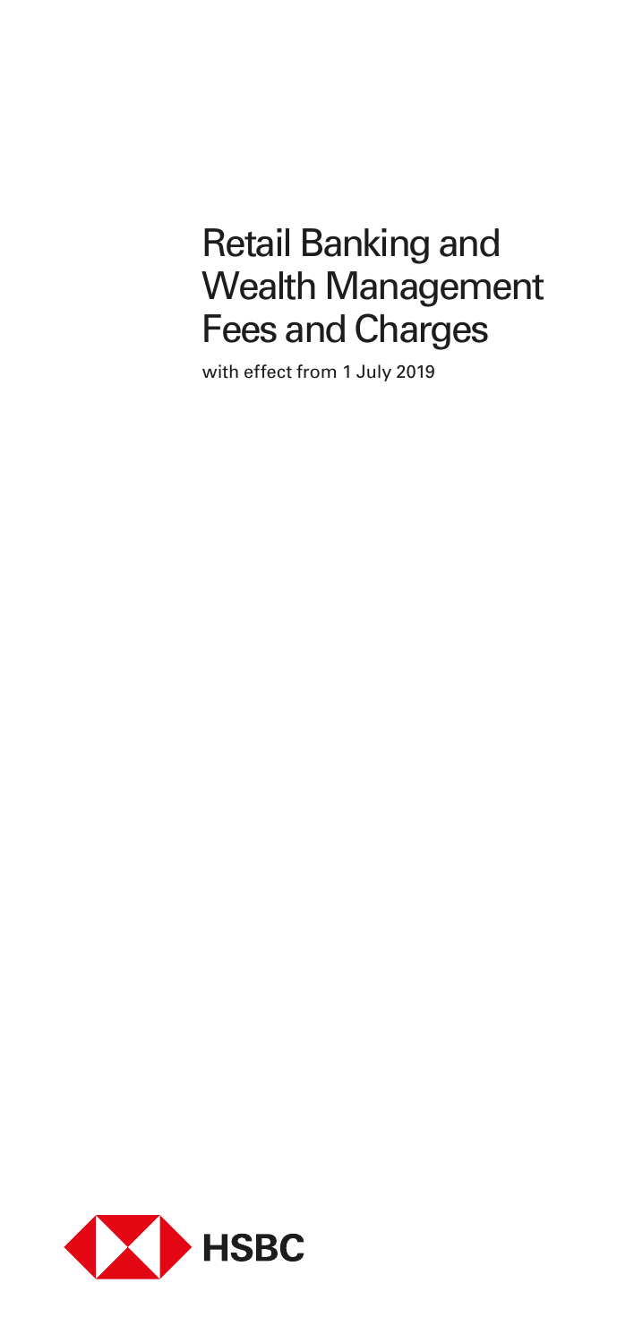# Retail Banking and Wealth Management Fees and Charges

with effect from 1 July 2019

HSBC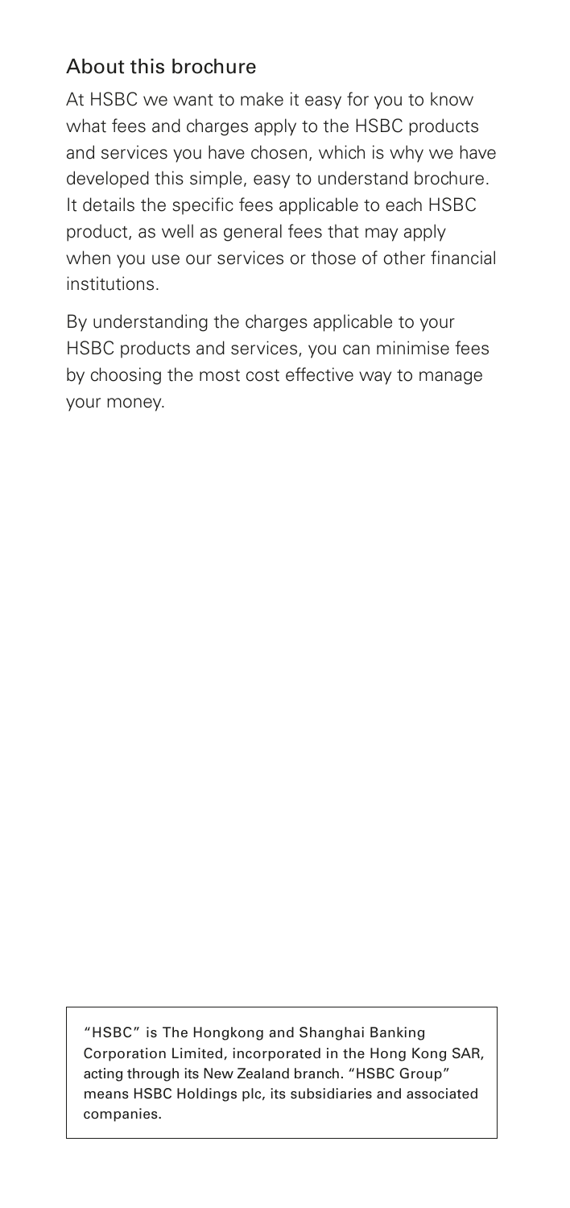## About this brochure

At HSBC we want to make it easy for you to know what fees and charges apply to the HSBC products and services you have chosen, which is why we have developed this simple, easy to understand brochure. It details the specific fees applicable to each HSBC product, as well as general fees that may apply when you use our services or those of other financial institutions.

By understanding the charges applicable to your HSBC products and services, you can minimise fees by choosing the most cost effective way to manage your money.

"HSBC" is The Hongkong and Shanghai Banking Corporation Limited, incorporated in the Hong Kong SAR, acting through its New Zealand branch. "HSBC Group" means HSBC Holdings plc, its subsidiaries and associated companies.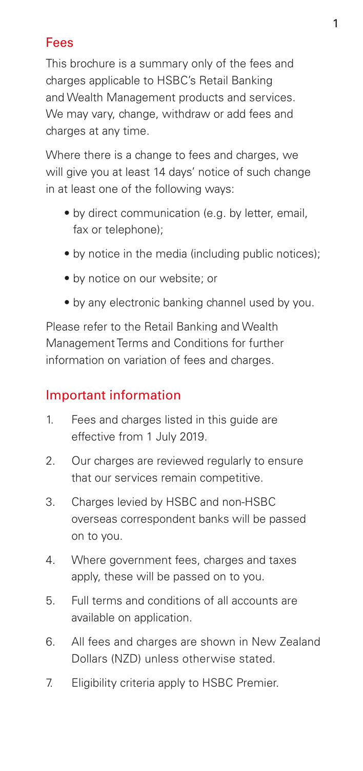## Fees

This brochure is a summary only of the fees and charges applicable to HSBC's Retail Banking and Wealth Management products and services. We may vary, change, withdraw or add fees and charges at any time.

Where there is a change to fees and charges, we will give you at least 14 days' notice of such change in at least one of the following ways:

- by direct communication (e.g. by letter, email, fax or telephone);
- by notice in the media (including public notices);
- by notice on our website; or
- by any electronic banking channel used by you.

Please refer to the Retail Banking and Wealth Management Terms and Conditions for further information on variation of fees and charges.

## Important information

1. Fees and charges listed in this guide are effective from 1 July 2019.
2. Our charges are reviewed regularly to ensure that our services remain competitive.
3. Charges levied by HSBC and non-HSBC overseas correspondent banks will be passed on to you.
4. Where government fees, charges and taxes apply, these will be passed on to you.
5. Full terms and conditions of all accounts are available on application.
6. All fees and charges are shown in New Zealand Dollars (NZD) unless otherwise stated.
7. Eligibility criteria apply to HSBC Premier.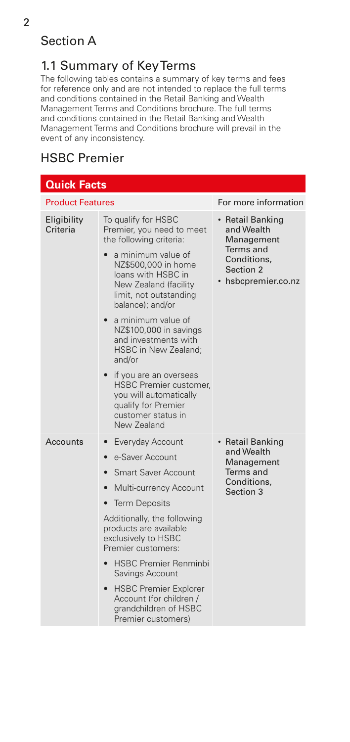## Section A

### 1.1 Summary of Key Terms

The following tables contains a summary of key terms and fees for reference only and are not intended to replace the full terms and conditions contained in the Retail Banking and Wealth Management Terms and Conditions brochure. The full terms and conditions contained in the Retail Banking and Wealth Management Terms and Conditions brochure will prevail in the event of any inconsistency.

## HSBC Premier

| **Quick Facts** | | |
|---|---|---|
| Product Features | | For more information |
| Eligibility Criteria | To qualify for HSBC Premier, you need to meet the following criteria:<br>• a minimum value of NZ$500,000 in home loans with HSBC in New Zealand (facility limit, not outstanding balance); and/or<br>• a minimum value of NZ$100,000 in savings and investments with HSBC in New Zealand; and/or<br>• if you are an overseas HSBC Premier customer, you will automatically qualify for Premier customer status in New Zealand | • Retail Banking and Wealth Management Terms and Conditions, Section 2<br>• hsbcpremier.co.nz |
| Accounts | • Everyday Account<br>• e-Saver Account<br>• Smart Saver Account<br>• Multi-currency Account<br>• Term Deposits<br>Additionally, the following products are available exclusively to HSBC Premier customers:<br>• HSBC Premier Renminbi Savings Account<br>• HSBC Premier Explorer Account (for children / grandchildren of HSBC Premier customers) | • Retail Banking and Wealth Management Terms and Conditions, Section 3 |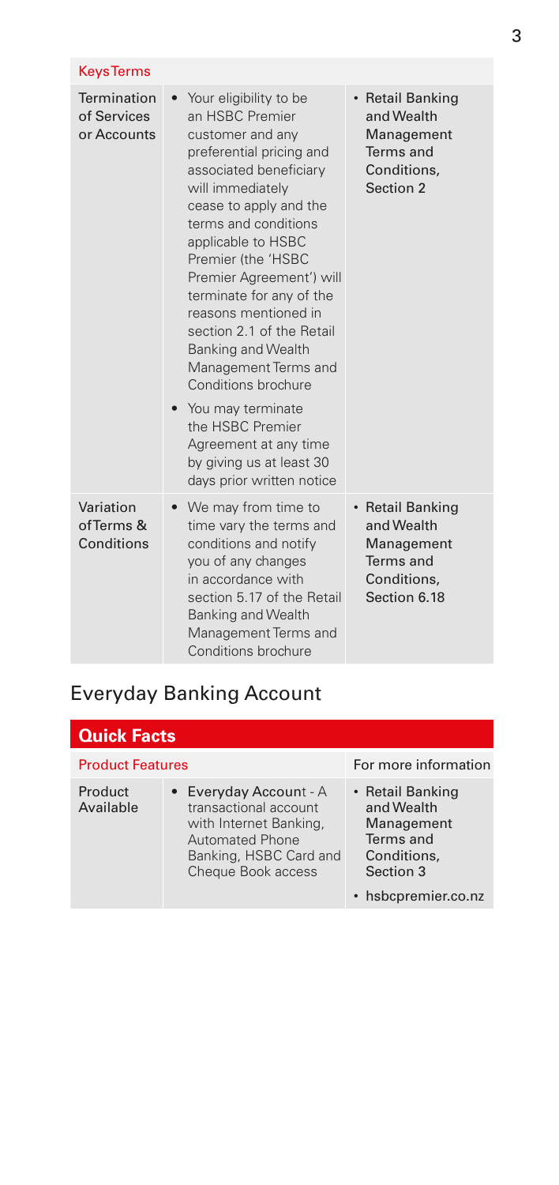| Keys Terms | | |
|---|---|---|
| Termination of Services or Accounts | • Your eligibility to be an HSBC Premier customer and any preferential pricing and associated beneficiary will immediately cease to apply and the terms and conditions applicable to HSBC Premier (the 'HSBC Premier Agreement') will terminate for any of the reasons mentioned in section 2.1 of the Retail Banking and Wealth Management Terms and Conditions brochure<br>• You may terminate the HSBC Premier Agreement at any time by giving us at least 30 days prior written notice | • Retail Banking and Wealth Management Terms and Conditions, Section 2 |
| Variation ofTerms & Conditions | • We may from time to time vary the terms and conditions and notify you of any changes in accordance with section 5.17 of the Retail Banking and Wealth Management Terms and Conditions brochure | • Retail Banking and Wealth Management Terms and Conditions, Section 6.18 |

## Everyday Banking Account

| Quick Facts | | |
|---|---|---|
| Product Features | | For more information |
| Product Available | • Everyday Account - A transactional account with Internet Banking, Automated Phone Banking, HSBC Card and Cheque Book access | • Retail Banking and Wealth Management Terms and Conditions, Section 3<br>• hsbcpremier.co.nz |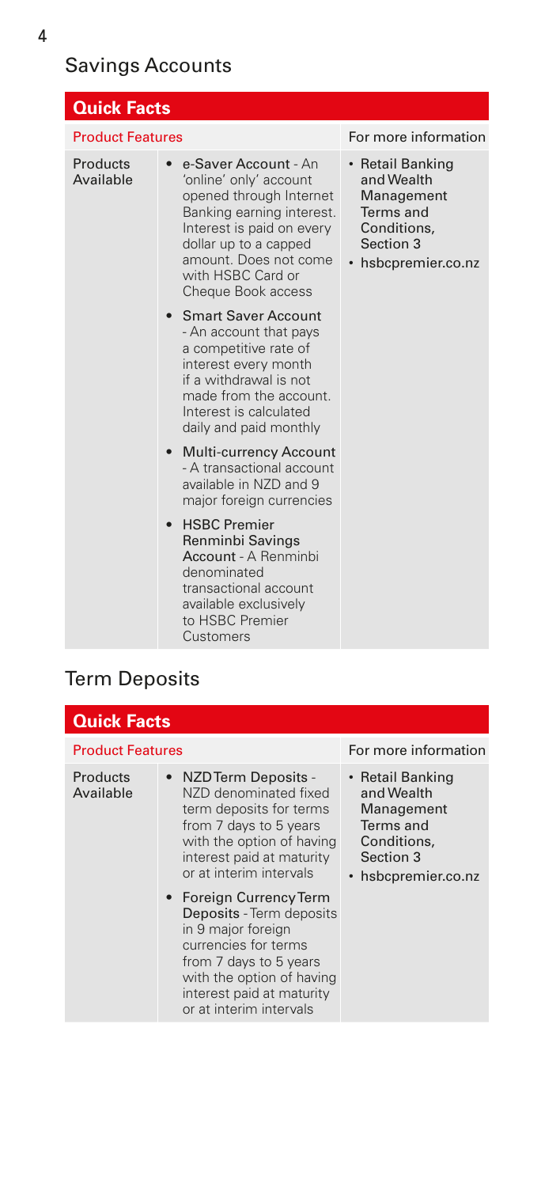## Savings Accounts

| Quick Facts | | |
|---|---|---|
| Product Features | | For more information |
| Products Available | • **e-Saver Account** - An 'online' only' account opened through Internet Banking earning interest. Interest is paid on every dollar up to a capped amount. Does not come with HSBC Card or Cheque Book access<br>• **Smart Saver Account** - An account that pays a competitive rate of interest every month if a withdrawal is not made from the account. Interest is calculated daily and paid monthly<br>• **Multi-currency Account** - A transactional account available in NZD and 9 major foreign currencies<br>• **HSBC Premier Renminbi Savings Account** - A Renminbi denominated transactional account available exclusively to HSBC Premier Customers | • Retail Banking and Wealth Management Terms and Conditions, Section 3<br>• hsbcpremier.co.nz |

## Term Deposits

| Quick Facts | | |
|---|---|---|
| Product Features | | For more information |
| Products Available | • **NZD Term Deposits** - NZD denominated fixed term deposits for terms from 7 days to 5 years with the option of having interest paid at maturity or at interim intervals<br>• **Foreign Currency Term Deposits** - Term deposits in 9 major foreign currencies for terms from 7 days to 5 years with the option of having interest paid at maturity or at interim intervals | • Retail Banking and Wealth Management Terms and Conditions, Section 3<br>• hsbcpremier.co.nz |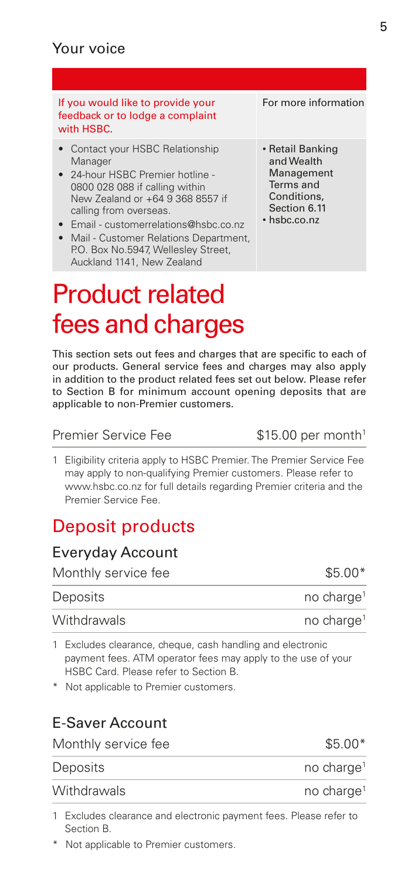## Your voice

| If you would like to provide your feedback or to lodge a complaint with HSBC. | For more information |
|---|---|
| • Contact your HSBC Relationship Manager<br>• 24-hour HSBC Premier hotline - 0800 028 088 if calling within New Zealand or +64 9 368 8557 if calling from overseas.<br>• Email - customerrelations@hsbc.co.nz<br>• Mail - Customer Relations Department, P.O. Box No.5947, Wellesley Street, Auckland 1141, New Zealand | • Retail Banking and Wealth Management Terms and Conditions, Section 6.11<br>• hsbc.co.nz |

# Product related fees and charges

This section sets out fees and charges that are specific to each of our products. General service fees and charges may also apply in addition to the product related fees set out below. Please refer to Section B for minimum account opening deposits that are applicable to non-Premier customers.

| Premier Service Fee | $15.00 per month[1] |
|---|---|

1 Eligibility criteria apply to HSBC Premier. The Premier Service Fee may apply to non-qualifying Premier customers. Please refer to www.hsbc.co.nz for full details regarding Premier criteria and the Premier Service Fee.

## Deposit products

### Everyday Account

| Monthly service fee | $5.00* |
|---|---|
| Deposits | no charge[1] |
| Withdrawals | no charge[1] |

1 Excludes clearance, cheque, cash handling and electronic payment fees. ATM operator fees may apply to the use of your HSBC Card. Please refer to Section B.

* Not applicable to Premier customers.

### E-Saver Account

| Monthly service fee | $5.00* |
|---|---|
| Deposits | no charge[1] |
| Withdrawals | no charge[1] |

1 Excludes clearance and electronic payment fees. Please refer to Section B.

* Not applicable to Premier customers.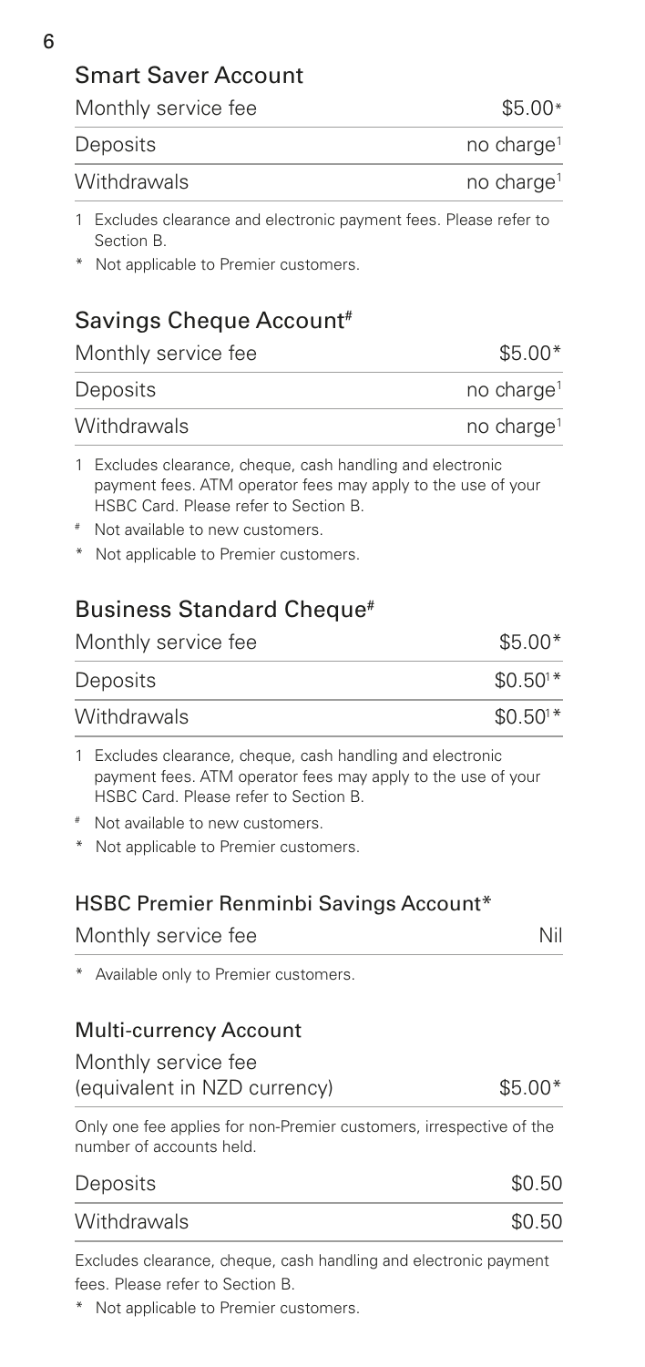## Smart Saver Account

| | |
|---|---|
| Monthly service fee | $5.00* |
| Deposits | no charge[1] |
| Withdrawals | no charge[1] |

1 Excludes clearance and electronic payment fees. Please refer to Section B.

* Not applicable to Premier customers.

## Savings Cheque Account#

| | |
|---|---|
| Monthly service fee | $5.00* |
| Deposits | no charge[1] |
| Withdrawals | no charge[1] |

1 Excludes clearance, cheque, cash handling and electronic payment fees. ATM operator fees may apply to the use of your HSBC Card. Please refer to Section B.

# Not available to new customers.

* Not applicable to Premier customers.

## Business Standard Cheque#

| | |
|---|---|
| Monthly service fee | $5.00* |
| Deposits | $0.50[1]* |
| Withdrawals | $0.50[1]* |

1 Excludes clearance, cheque, cash handling and electronic payment fees. ATM operator fees may apply to the use of your HSBC Card. Please refer to Section B.

# Not available to new customers.

* Not applicable to Premier customers.

## HSBC Premier Renminbi Savings Account*

| | |
|---|---|
| Monthly service fee | Nil |

* Available only to Premier customers.

## Multi-currency Account

| | |
|---|---|
| Monthly service fee (equivalent in NZD currency) | $5.00* |

Only one fee applies for non-Premier customers, irrespective of the number of accounts held.

| | |
|---|---|
| Deposits | $0.50 |
| Withdrawals | $0.50 |

Excludes clearance, cheque, cash handling and electronic payment fees. Please refer to Section B.

* Not applicable to Premier customers.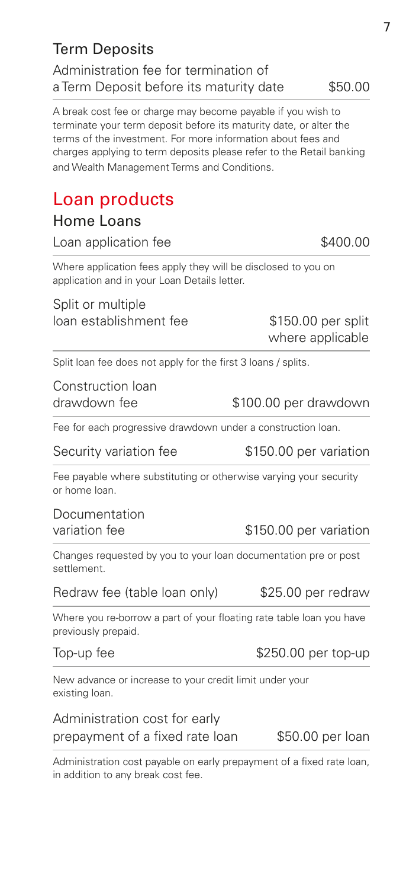### Term Deposits

| Administration fee for termination of a Term Deposit before its maturity date | $50.00 |
|---|---|

A break cost fee or charge may become payable if you wish to terminate your term deposit before its maturity date, or alter the terms of the investment. For more information about fees and charges applying to term deposits please refer to the Retail banking and Wealth Management Terms and Conditions.

## Loan products

### Home Loans

| Loan application fee | $400.00 |
|---|---|

Where application fees apply they will be disclosed to you on application and in your Loan Details letter.

| Split or multiple loan establishment fee | $150.00 per split where applicable |
|---|---|

Split loan fee does not apply for the first 3 loans / splits.

| Construction loan drawdown fee | $100.00 per drawdown |
|---|---|

Fee for each progressive drawdown under a construction loan.

| Security variation fee | $150.00 per variation |
|---|---|

Fee payable where substituting or otherwise varying your security or home loan.

| Documentation variation fee | $150.00 per variation |
|---|---|

Changes requested by you to your loan documentation pre or post settlement.

| Redraw fee (table loan only) | $25.00 per redraw |
|---|---|

Where you re-borrow a part of your floating rate table loan you have previously prepaid.

| Top-up fee | $250.00 per top-up |
|---|---|

New advance or increase to your credit limit under your existing loan.

| Administration cost for early prepayment of a fixed rate loan | $50.00 per loan |
|---|---|

Administration cost payable on early prepayment of a fixed rate loan, in addition to any break cost fee.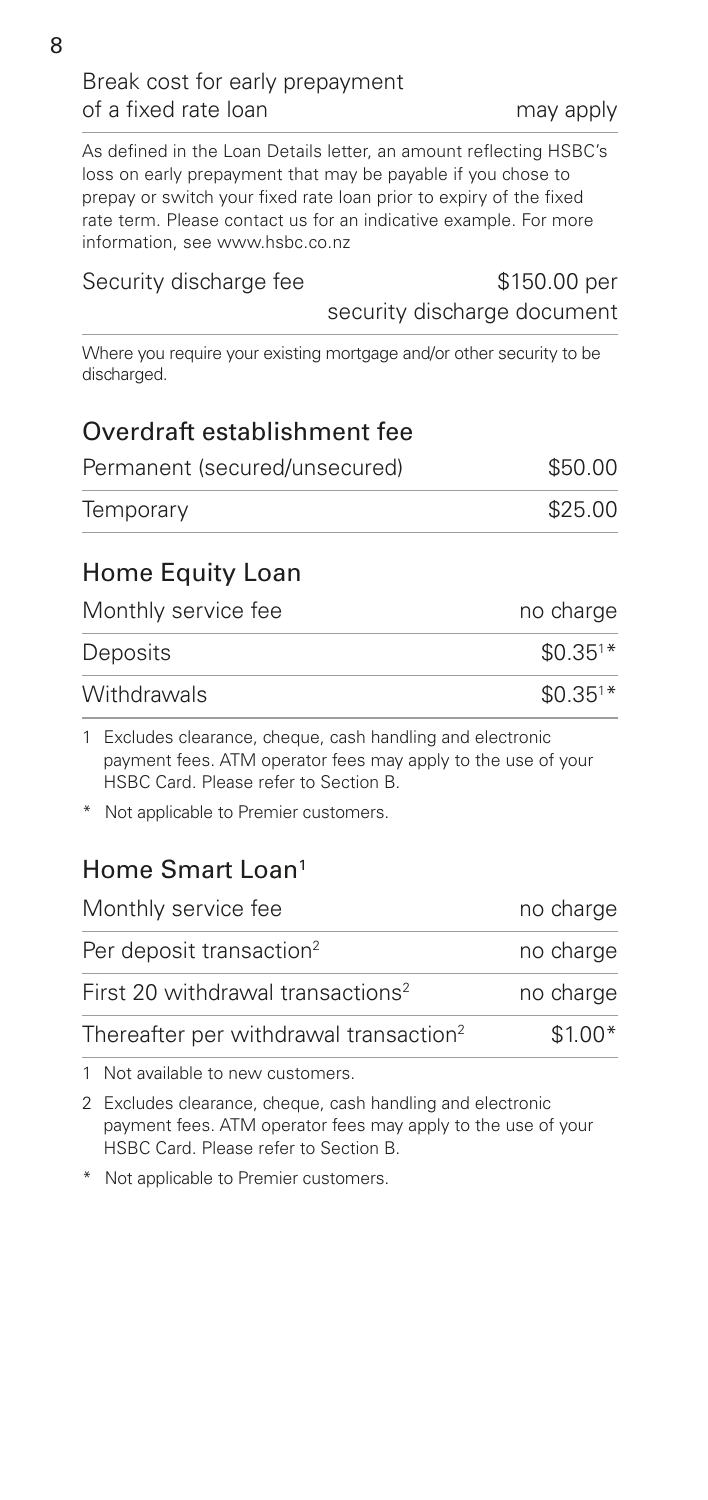| Break cost for early prepayment of a fixed rate loan | may apply |
|---|---|

As defined in the Loan Details letter, an amount reflecting HSBC's loss on early prepayment that may be payable if you chose to prepay or switch your fixed rate loan prior to expiry of the fixed rate term. Please contact us for an indicative example. For more information, see www.hsbc.co.nz

| Security discharge fee | $150.00 per security discharge document |
|---|---|

Where you require your existing mortgage and/or other security to be discharged.

## Overdraft establishment fee

| | |
|---|---|
| Permanent (secured/unsecured) | $50.00 |
| Temporary | $25.00 |

## Home Equity Loan

| | |
|---|---|
| Monthly service fee | no charge |
| Deposits | $0.35[1]* |
| Withdrawals | $0.35[1]* |

1 Excludes clearance, cheque, cash handling and electronic payment fees. ATM operator fees may apply to the use of your HSBC Card. Please refer to Section B.

* Not applicable to Premier customers.

## Home Smart Loan[1]

| | |
|---|---|
| Monthly service fee | no charge |
| Per deposit transaction[2] | no charge |
| First 20 withdrawal transactions[2] | no charge |
| Thereafter per withdrawal transaction[2] | $1.00* |

1 Not available to new customers.

2 Excludes clearance, cheque, cash handling and electronic payment fees. ATM operator fees may apply to the use of your HSBC Card. Please refer to Section B.

* Not applicable to Premier customers.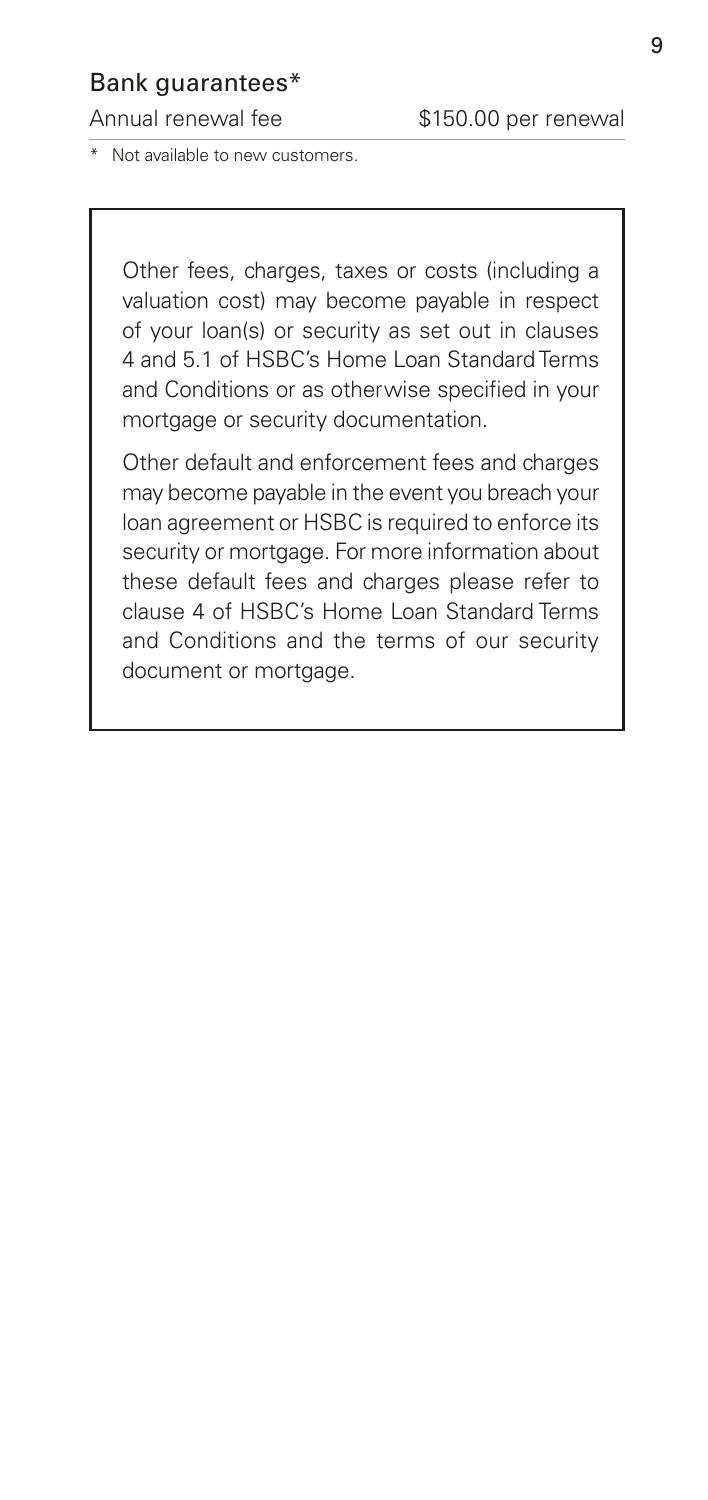## Bank guarantees*

| | |
|---|---|
| Annual renewal fee | $150.00 per renewal |

* Not available to new customers.

Other fees, charges, taxes or costs (including a valuation cost) may become payable in respect of your loan(s) or security as set out in clauses 4 and 5.1 of HSBC's Home Loan Standard Terms and Conditions or as otherwise specified in your mortgage or security documentation.

Other default and enforcement fees and charges may become payable in the event you breach your loan agreement or HSBC is required to enforce its security or mortgage. For more information about these default fees and charges please refer to clause 4 of HSBC's Home Loan Standard Terms and Conditions and the terms of our security document or mortgage.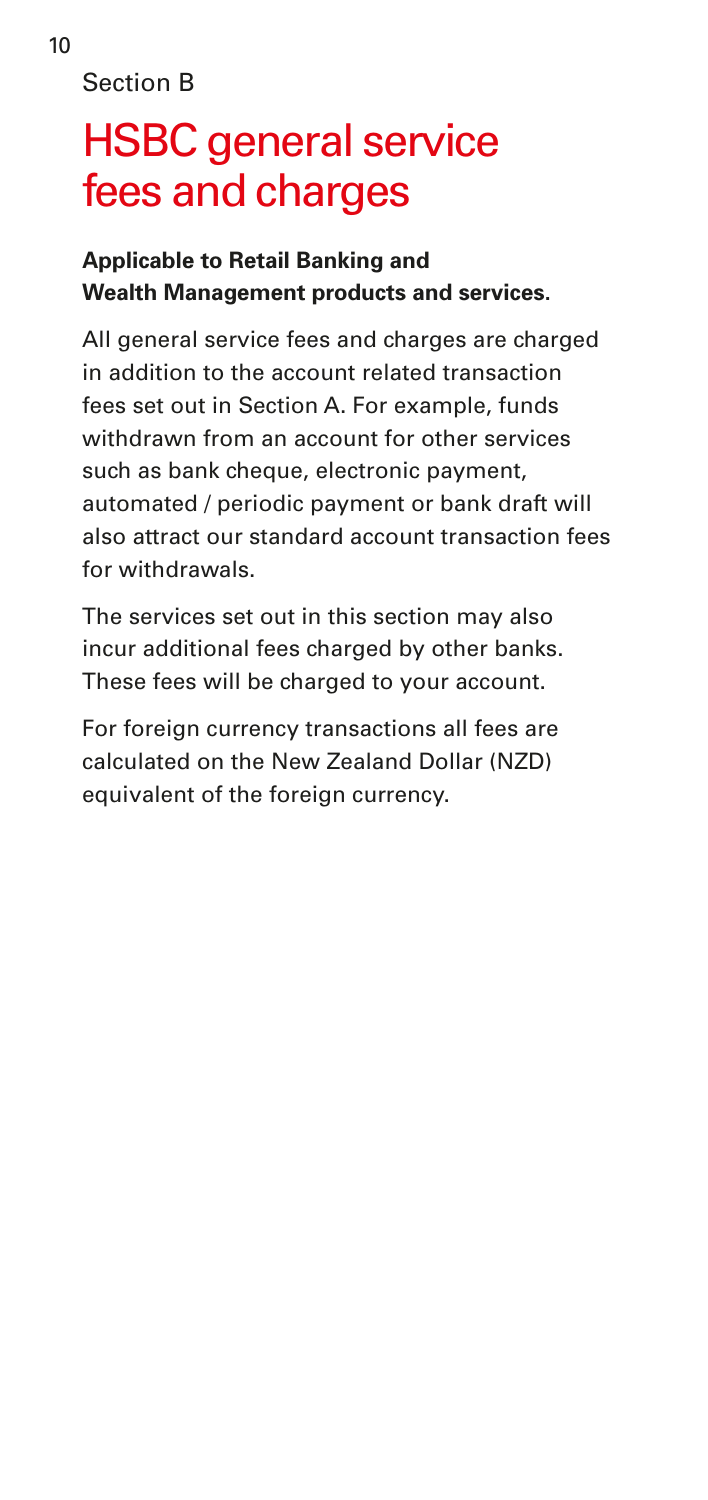Section B

# HSBC general service fees and charges

**Applicable to Retail Banking and Wealth Management products and services.**

All general service fees and charges are charged in addition to the account related transaction fees set out in Section A. For example, funds withdrawn from an account for other services such as bank cheque, electronic payment, automated / periodic payment or bank draft will also attract our standard account transaction fees for withdrawals.

The services set out in this section may also incur additional fees charged by other banks. These fees will be charged to your account.

For foreign currency transactions all fees are calculated on the New Zealand Dollar (NZD) equivalent of the foreign currency.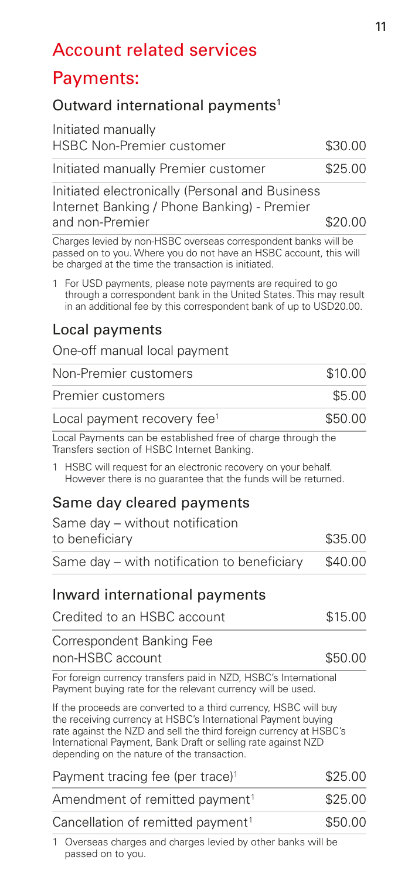# Account related services

## Payments:

### Outward international payments[1]

| | |
|---|---|
| Initiated manually HSBC Non-Premier customer | \$30.00 |
| Initiated manually Premier customer | \$25.00 |
| Initiated electronically (Personal and Business Internet Banking / Phone Banking) - Premier and non-Premier | \$20.00 |

Charges levied by non-HSBC overseas correspondent banks will be passed on to you. Where you do not have an HSBC account, this will be charged at the time the transaction is initiated.

1 For USD payments, please note payments are required to go through a correspondent bank in the United States. This may result in an additional fee by this correspondent bank of up to USD20.00.

### Local payments

One-off manual local payment

| | |
|---|---|
| Non-Premier customers | \$10.00 |
| Premier customers | \$5.00 |
| Local payment recovery fee[1] | \$50.00 |

Local Payments can be established free of charge through the Transfers section of HSBC Internet Banking.

1 HSBC will request for an electronic recovery on your behalf. However there is no guarantee that the funds will be returned.

### Same day cleared payments

| | |
|---|---|
| Same day – without notification to beneficiary | \$35.00 |
| Same day – with notification to beneficiary | \$40.00 |

### Inward international payments

| | |
|---|---|
| Credited to an HSBC account | \$15.00 |
| Correspondent Banking Fee non-HSBC account | \$50.00 |

For foreign currency transfers paid in NZD, HSBC's International Payment buying rate for the relevant currency will be used.

If the proceeds are converted to a third currency, HSBC will buy the receiving currency at HSBC's International Payment buying rate against the NZD and sell the third foreign currency at HSBC's International Payment, Bank Draft or selling rate against NZD depending on the nature of the transaction.

| | |
|---|---|
| Payment tracing fee (per trace)[1] | \$25.00 |
| Amendment of remitted payment[1] | \$25.00 |
| Cancellation of remitted payment[1] | \$50.00 |

1 Overseas charges and charges levied by other banks will be passed on to you.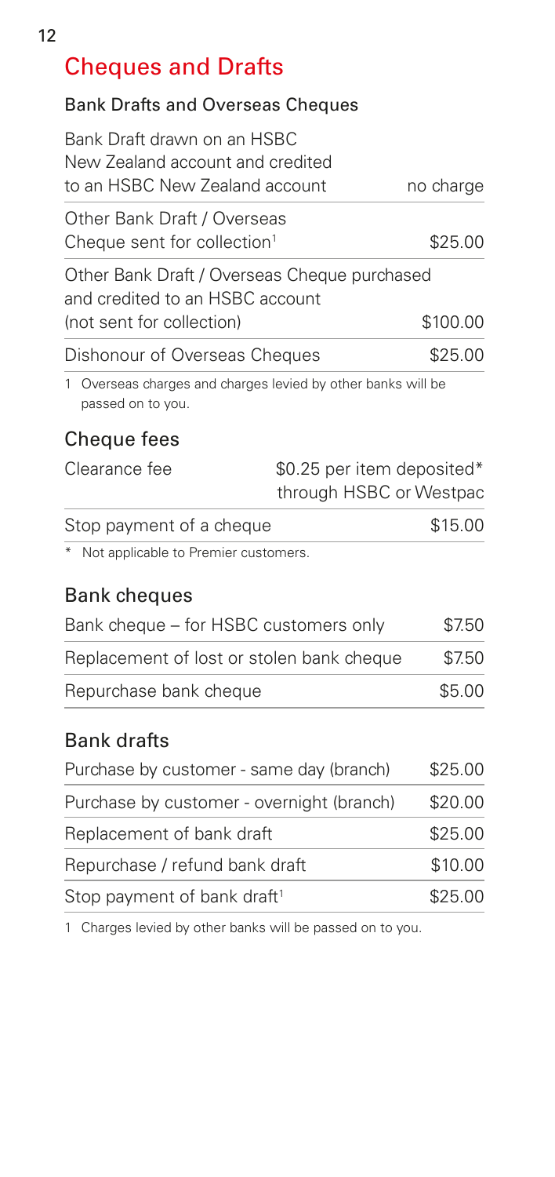# Cheques and Drafts

## Bank Drafts and Overseas Cheques

| | |
|---|---|
| Bank Draft drawn on an HSBC New Zealand account and credited to an HSBC New Zealand account | no charge |
| Other Bank Draft / Overseas Cheque sent for collection[1] | $25.00 |
| Other Bank Draft / Overseas Cheque purchased and credited to an HSBC account (not sent for collection) | $100.00 |
| Dishonour of Overseas Cheques | $25.00 |

1 Overseas charges and charges levied by other banks will be passed on to you.

## Cheque fees

| | |
|---|---|
| Clearance fee | $0.25 per item deposited* through HSBC or Westpac |
| Stop payment of a cheque | $15.00 |

* Not applicable to Premier customers.

## Bank cheques

| | |
|---|---|
| Bank cheque – for HSBC customers only | $7.50 |
| Replacement of lost or stolen bank cheque | $7.50 |
| Repurchase bank cheque | $5.00 |

## Bank drafts

| | |
|---|---|
| Purchase by customer - same day (branch) | $25.00 |
| Purchase by customer - overnight (branch) | $20.00 |
| Replacement of bank draft | $25.00 |
| Repurchase / refund bank draft | $10.00 |
| Stop payment of bank draft[1] | $25.00 |

1 Charges levied by other banks will be passed on to you.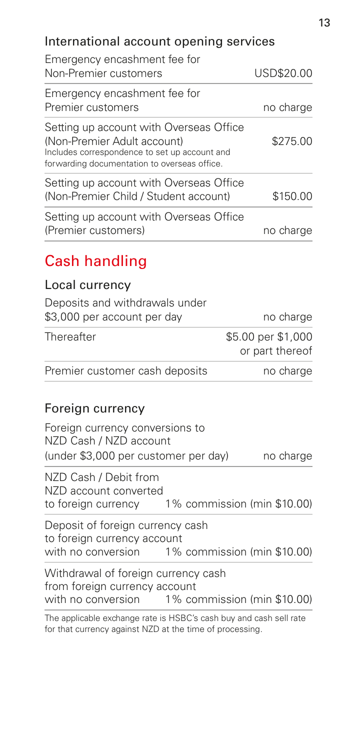### International account opening services

| Service | Fee |
| --- | --- |
| Emergency encashment fee for Non-Premier customers | USD$20.00 |
| Emergency encashment fee for Premier customers | no charge |
| Setting up account with Overseas Office (Non-Premier Adult account) Includes correspondence to set up account and forwarding documentation to overseas office. | $275.00 |
| Setting up account with Overseas Office (Non-Premier Child / Student account) | $150.00 |
| Setting up account with Overseas Office (Premier customers) | no charge |

## Cash handling

### Local currency

| Service | Fee |
| --- | --- |
| Deposits and withdrawals under $3,000 per account per day | no charge |
| Thereafter | $5.00 per $1,000 or part thereof |
| Premier customer cash deposits | no charge |

### Foreign currency

| Service | Fee |
| --- | --- |
| Foreign currency conversions to NZD Cash / NZD account (under $3,000 per customer per day) | no charge |
| NZD Cash / Debit from NZD account converted to foreign currency | 1% commission (min $10.00) |
| Deposit of foreign currency cash to foreign currency account with no conversion | 1% commission (min $10.00) |
| Withdrawal of foreign currency cash from foreign currency account with no conversion | 1% commission (min $10.00) |

The applicable exchange rate is HSBC's cash buy and cash sell rate for that currency against NZD at the time of processing.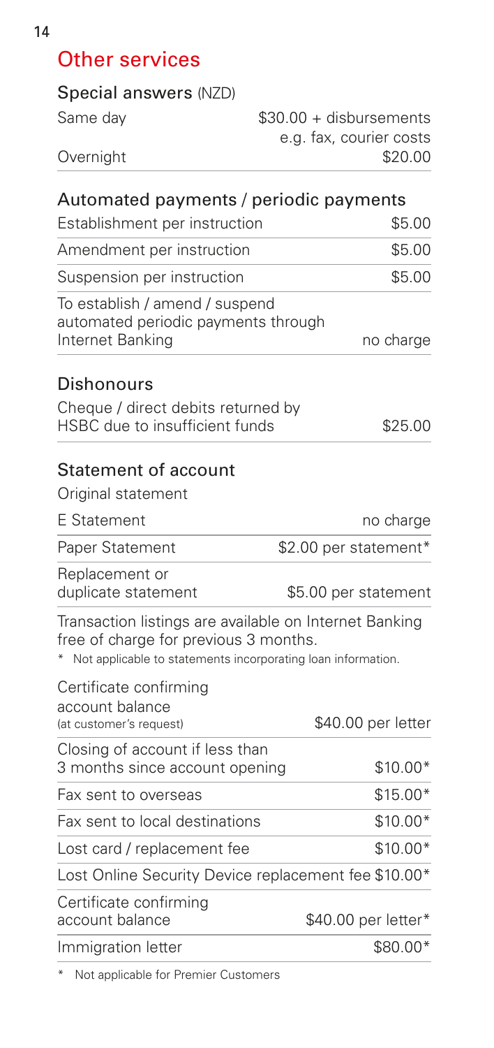## Other services

### Special answers (NZD)

| | |
|---|---|
| Same day | $30.00 + disbursements e.g. fax, courier costs |
| Overnight | $20.00 |

### Automated payments / periodic payments

| | |
|---|---|
| Establishment per instruction | $5.00 |
| Amendment per instruction | $5.00 |
| Suspension per instruction | $5.00 |
| To establish / amend / suspend automated periodic payments through Internet Banking | no charge |

### Dishonours

| | |
|---|---|
| Cheque / direct debits returned by HSBC due to insufficient funds | $25.00 |

### Statement of account

Original statement

| | |
|---|---|
| E Statement | no charge |
| Paper Statement | $2.00 per statement* |
| Replacement or duplicate statement | $5.00 per statement |

Transaction listings are available on Internet Banking free of charge for previous 3 months.

\* Not applicable to statements incorporating loan information.

| | |
|---|---|
| Certificate confirming account balance (at customer's request) | $40.00 per letter |
| Closing of account if less than 3 months since account opening | $10.00* |
| Fax sent to overseas | $15.00* |
| Fax sent to local destinations | $10.00* |
| Lost card / replacement fee | $10.00* |
| Lost Online Security Device replacement fee | $10.00* |
| Certificate confirming account balance | $40.00 per letter* |
| Immigration letter | $80.00* |

\* Not applicable for Premier Customers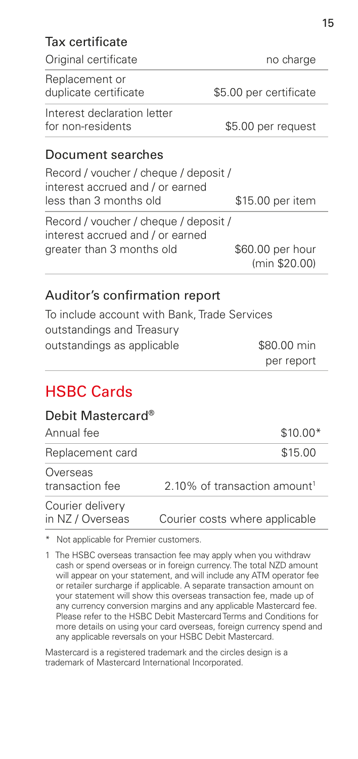### Tax certificate

| | |
|---|---|
| Original certificate | no charge |
| Replacement or duplicate certificate | $5.00 per certificate |
| Interest declaration letter for non-residents | $5.00 per request |

### Document searches

| | |
|---|---|
| Record / voucher / cheque / deposit / interest accrued and / or earned less than 3 months old | $15.00 per item |
| Record / voucher / cheque / deposit / interest accrued and / or earned greater than 3 months old | $60.00 per hour (min $20.00) |

### Auditor's confirmation report

| | |
|---|---|
| To include account with Bank, Trade Services outstandings and Treasury outstandings as applicable | $80.00 min per report |

## HSBC Cards

### Debit Mastercard®

| | |
|---|---|
| Annual fee | $10.00* |
| Replacement card | $15.00 |
| Overseas transaction fee | 2.10% of transaction amount[1] |
| Courier delivery in NZ / Overseas | Courier costs where applicable |

\* Not applicable for Premier customers.

1 The HSBC overseas transaction fee may apply when you withdraw cash or spend overseas or in foreign currency. The total NZD amount will appear on your statement, and will include any ATM operator fee or retailer surcharge if applicable. A separate transaction amount on your statement will show this overseas transaction fee, made up of any currency conversion margins and any applicable Mastercard fee. Please refer to the HSBC Debit Mastercard Terms and Conditions for more details on using your card overseas, foreign currency spend and any applicable reversals on your HSBC Debit Mastercard.

Mastercard is a registered trademark and the circles design is a trademark of Mastercard International Incorporated.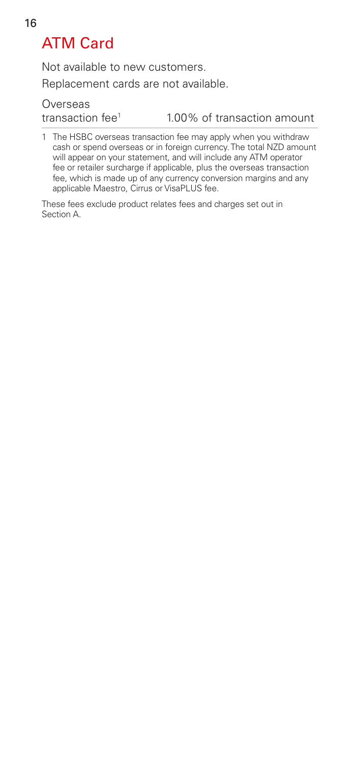## ATM Card

Not available to new customers.

Replacement cards are not available.

| | |
|---|---|
| Overseas transaction fee[1] | 1.00% of transaction amount |

1 The HSBC overseas transaction fee may apply when you withdraw cash or spend overseas or in foreign currency. The total NZD amount will appear on your statement, and will include any ATM operator fee or retailer surcharge if applicable, plus the overseas transaction fee, which is made up of any currency conversion margins and any applicable Maestro, Cirrus or VisaPLUS fee.

These fees exclude product relates fees and charges set out in Section A.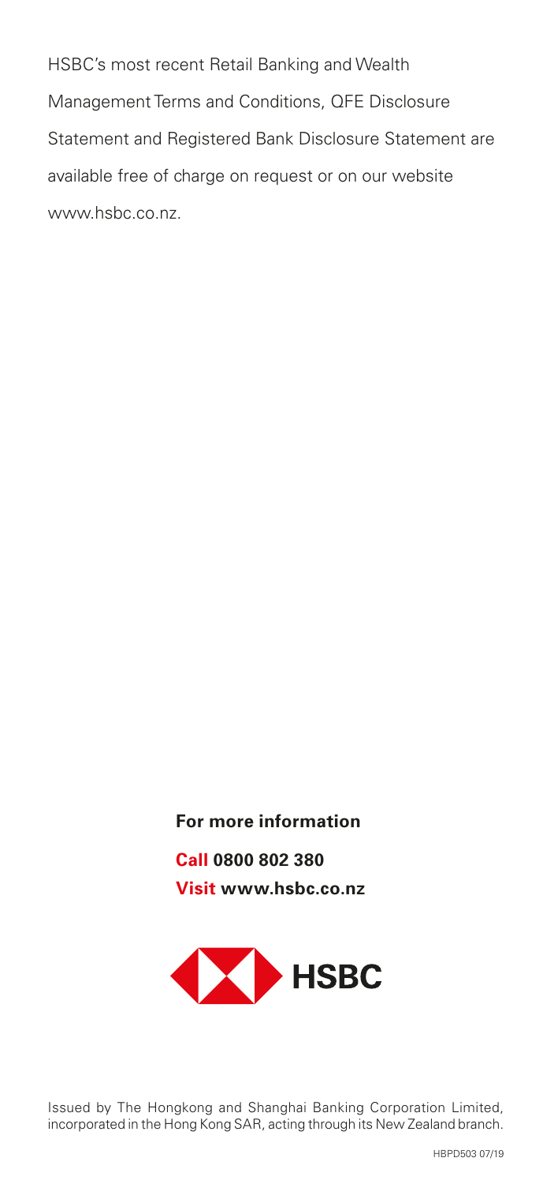HSBC's most recent Retail Banking and Wealth Management Terms and Conditions, QFE Disclosure Statement and Registered Bank Disclosure Statement are available free of charge on request or on our website www.hsbc.co.nz.

**For more information**

**Call 0800 802 380**
**Visit www.hsbc.co.nz**

HSBC

Issued by The Hongkong and Shanghai Banking Corporation Limited, incorporated in the Hong Kong SAR, acting through its New Zealand branch.

HBPD503 07/19